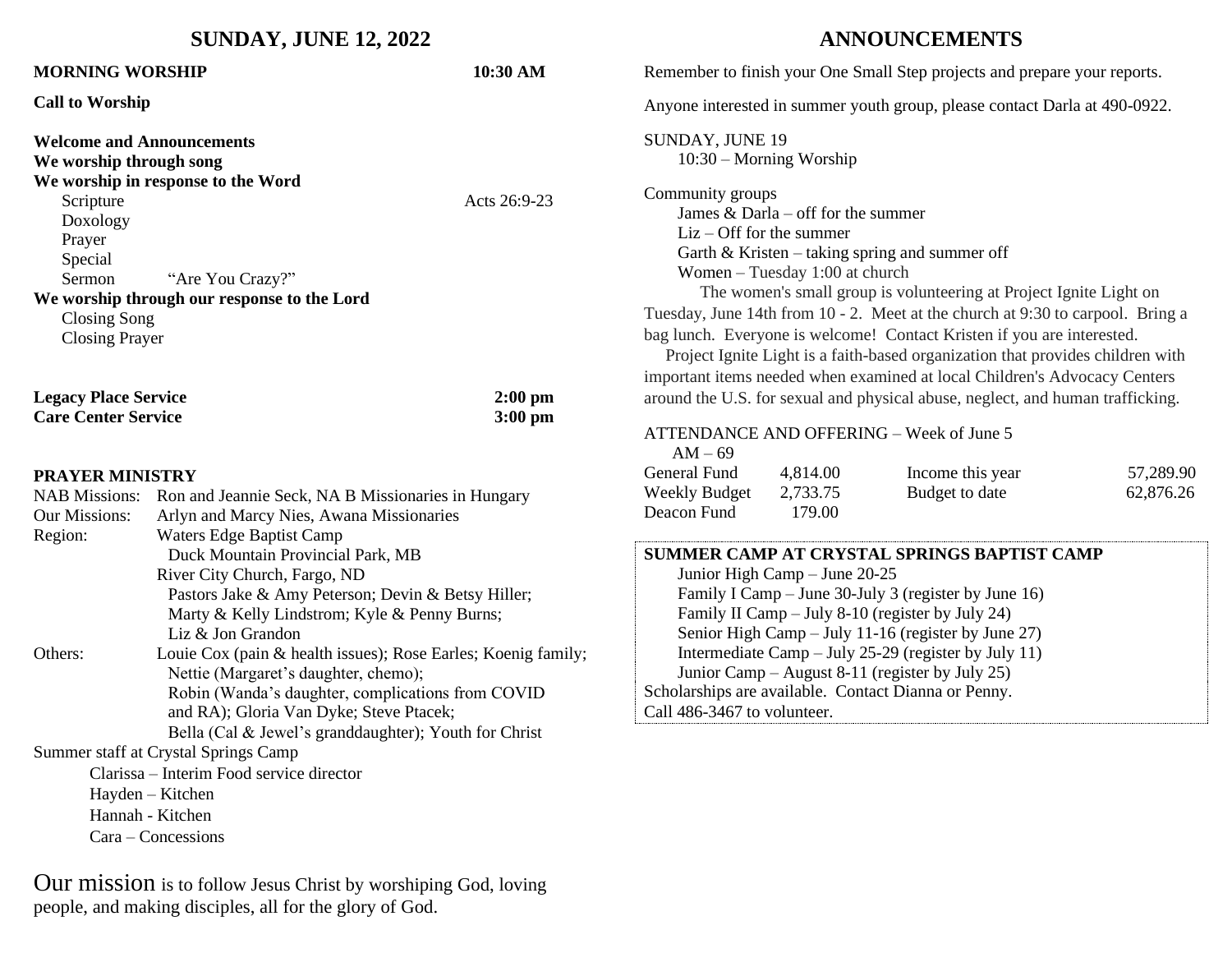## SUNDAY, JUNE 12, 2022

**MORNING WORSHIP** **10:30 AM**

**Call to Worship**

**Welcome and Announcements**
**We worship through song**
**We worship in response to the Word**

Scripture — Acts 26:9-23
Doxology
Prayer
Special
Sermon — "Are You Crazy?"

**We worship through our response to the Lord**

Closing Song
Closing Prayer

**Legacy Place Service** **2:00 pm**
**Care Center Service** **3:00 pm**

### PRAYER MINISTRY

NAB Missions: Ron and Jeannie Seck, NA B Missionaries in Hungary
Our Missions: Arlyn and Marcy Nies, Awana Missionaries
Region: Waters Edge Baptist Camp
Duck Mountain Provincial Park, MB
River City Church, Fargo, ND
Pastors Jake & Amy Peterson; Devin & Betsy Hiller;
Marty & Kelly Lindstrom; Kyle & Penny Burns;
Liz & Jon Grandon
Others: Louie Cox (pain & health issues); Rose Earles; Koenig family;
Nettie (Margaret's daughter, chemo);
Robin (Wanda's daughter, complications from COVID
and RA); Gloria Van Dyke; Steve Ptacek;
Bella (Cal & Jewel's granddaughter); Youth for Christ

Summer staff at Crystal Springs Camp
Clarissa – Interim Food service director
Hayden – Kitchen
Hannah - Kitchen
Cara – Concessions

Our mission is to follow Jesus Christ by worshiping God, loving people, and making disciples, all for the glory of God.

## ANNOUNCEMENTS

Remember to finish your One Small Step projects and prepare your reports.

Anyone interested in summer youth group, please contact Darla at 490-0922.

SUNDAY, JUNE 19
10:30 – Morning Worship

Community groups
James & Darla – off for the summer
Liz – Off for the summer
Garth & Kristen – taking spring and summer off
Women – Tuesday 1:00 at church

The women's small group is volunteering at Project Ignite Light on Tuesday, June 14th from 10 - 2. Meet at the church at 9:30 to carpool. Bring a bag lunch. Everyone is welcome! Contact Kristen if you are interested.

Project Ignite Light is a faith-based organization that provides children with important items needed when examined at local Children's Advocacy Centers around the U.S. for sexual and physical abuse, neglect, and human trafficking.

ATTENDANCE AND OFFERING – Week of June 5
AM – 69

| | | | |
|---|---|---|---|
| General Fund | 4,814.00 | Income this year | 57,289.90 |
| Weekly Budget | 2,733.75 | Budget to date | 62,876.26 |
| Deacon Fund | 179.00 | | |

**SUMMER CAMP AT CRYSTAL SPRINGS BAPTIST CAMP**
Junior High Camp – June 20-25
Family I Camp – June 30-July 3 (register by June 16)
Family II Camp – July 8-10 (register by July 24)
Senior High Camp – July 11-16 (register by June 27)
Intermediate Camp – July 25-29 (register by July 11)
Junior Camp – August 8-11 (register by July 25)
Scholarships are available. Contact Dianna or Penny.
Call 486-3467 to volunteer.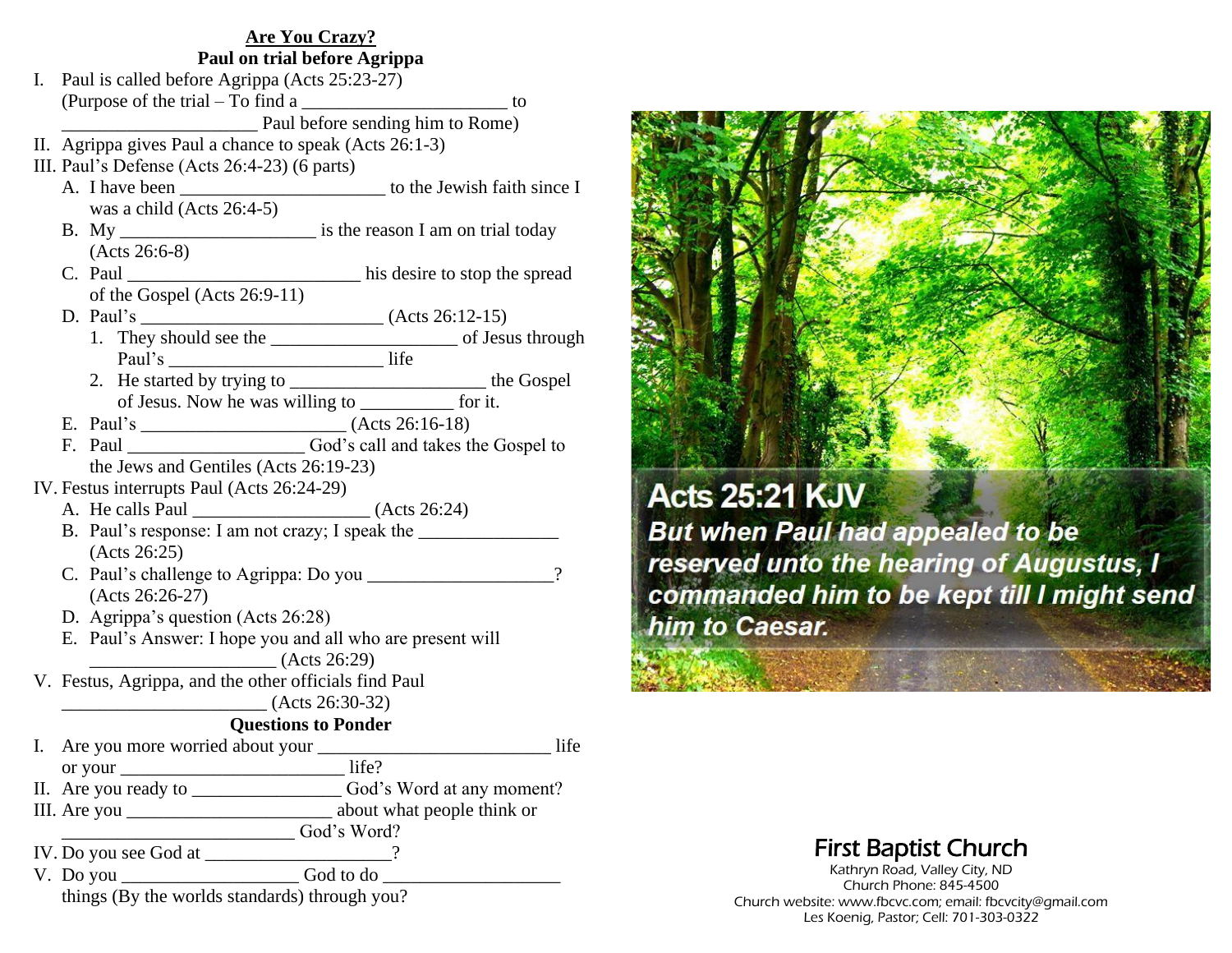## Are You Crazy?

### Paul on trial before Agrippa

I. Paul is called before Agrippa (Acts 25:23-27)
   (Purpose of the trial – To find a ______________________ to ______________________ Paul before sending him to Rome)

II. Agrippa gives Paul a chance to speak (Acts 26:1-3)

III. Paul's Defense (Acts 26:4-23) (6 parts)
   A. I have been ______________________ to the Jewish faith since I was a child (Acts 26:4-5)
   B. My ______________________ is the reason I am on trial today (Acts 26:6-8)
   C. Paul _________________________ his desire to stop the spread of the Gospel (Acts 26:9-11)
   D. Paul's __________________________ (Acts 26:12-15)
      1. They should see the ____________________ of Jesus through Paul's _______________________ life
      2. He started by trying to _____________________ the Gospel of Jesus. Now he was willing to __________ for it.
   E. Paul's ______________________ (Acts 26:16-18)
   F. Paul ___________________ God's call and takes the Gospel to the Jews and Gentiles (Acts 26:19-23)

IV. Festus interrupts Paul (Acts 26:24-29)
   A. He calls Paul ___________________ (Acts 26:24)
   B. Paul's response: I am not crazy; I speak the _______________ (Acts 26:25)
   C. Paul's challenge to Agrippa: Do you ____________________? (Acts 26:26-27)
   D. Agrippa's question (Acts 26:28)
   E. Paul's Answer: I hope you and all who are present will ____________________ (Acts 26:29)

V. Festus, Agrippa, and the other officials find Paul ______________________ (Acts 26:30-32)

### Questions to Ponder

I. Are you more worried about your _________________________ life or your ________________________ life?

II. Are you ready to ________________ God's Word at any moment?

III. Are you ______________________ about what people think or __________________________ God's Word?

IV. Do you see God at ____________________?

V. Do you ___________________ God to do ___________________ things (By the worlds standards) through you?

**Acts 25:21 KJV**

*But when Paul had appealed to be reserved unto the hearing of Augustus, I commanded him to be kept till I might send him to Caesar.*

First Baptist Church
Kathryn Road, Valley City, ND
Church Phone: 845-4500
Church website: www.fbcvc.com; email: fbcvcity@gmail.com
Les Koenig, Pastor; Cell: 701-303-0322